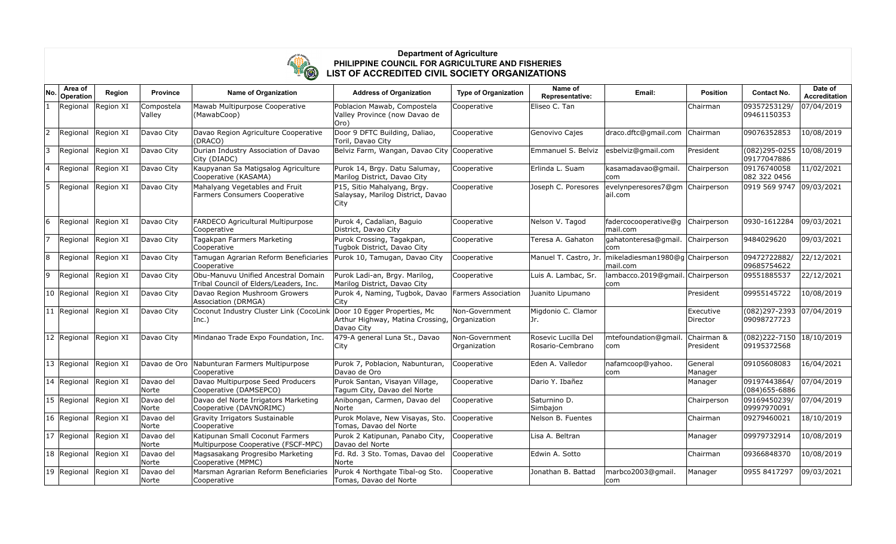# Department of Agriculture
## PHILIPPINE COUNCIL FOR AGRICULTURE AND FISHERIES
## LIST OF ACCREDITED CIVIL SOCIETY ORGANIZATIONS

| No. | Area of Operation | Region | Province | Name of Organization | Address of Organization | Type of Organization | Name of Representative: | Email: | Position | Contact No. | Date of Accreditation |
|---|---|---|---|---|---|---|---|---|---|---|---|
| 1 | Regional | Region XI | Compostela Valley | Mawab Multipurpose Cooperative (MawabCoop) | Poblacion Mawab, Compostela Valley Province (now Davao de Oro) | Cooperative | Eliseo C. Tan | | Chairman | 09357253129/ 09461150353 | 07/04/2019 |
| 2 | Regional | Region XI | Davao City | Davao Region Agriculture Cooperative (DRACO) | Door 9 DFTC Building, Daliao, Toril, Davao City | Cooperative | Genovivo Cajes | draco.dftc@gmail.com | Chairman | 09076352853 | 10/08/2019 |
| 3 | Regional | Region XI | Davao City | Durian Industry Association of Davao City (DIADC) | Belviz Farm, Wangan, Davao City | Cooperative | Emmanuel S. Belviz | esbelviz@gmail.com | President | (082)295-0255 09177047886 | 10/08/2019 |
| 4 | Regional | Region XI | Davao City | Kaupyanan Sa Matigsalog Agriculture Cooperative (KASAMA) | Purok 14, Brgy. Datu Salumay, Marilog District, Davao City | Cooperative | Erlinda L. Suam | kasamadavao@gmail.com | Chairperson | 09176740058 082 322 0456 | 11/02/2021 |
| 5 | Regional | Region XI | Davao City | Mahalyang Vegetables and Fruit Farmers Consumers Cooperative | P15, Sitio Mahalyang, Brgy. Salaysay, Marilog District, Davao City | Cooperative | Joseph C. Poresores | evelynperesores7@gmail.com | Chairperson | 0919 569 9747 | 09/03/2021 |
| 6 | Regional | Region XI | Davao City | FARDECO Agricultural Multipurpose Cooperative | Purok 4, Cadalian, Baguio District, Davao City | Cooperative | Nelson V. Tagod | fadercocooperative@gmail.com | Chairperson | 0930-1612284 | 09/03/2021 |
| 7 | Regional | Region XI | Davao City | Tagakpan Farmers Marketing Cooperative | Purok Crossing, Tagakpan, Tugbok District, Davao City | Cooperative | Teresa A. Gahaton | gahatonteresa@gmail.com | Chairperson | 9484029620 | 09/03/2021 |
| 8 | Regional | Region XI | Davao City | Tamugan Agrarian Reform Beneficiaries Cooperative | Purok 10, Tamugan, Davao City | Cooperative | Manuel T. Castro, Jr. | mikeladiesman1980@gmail.com | Chairperson | 09472722882/ 09685754622 | 22/12/2021 |
| 9 | Regional | Region XI | Davao City | Obu-Manuvu Unified Ancestral Domain Tribal Council of Elders/Leaders, Inc. | Purok Ladi-an, Brgy. Marilog, Marilog District, Davao City | Cooperative | Luis A. Lambac, Sr. | lambacco.2019@gmail.com | Chairperson | 09551885537 | 22/12/2021 |
| 10 | Regional | Region XI | Davao City | Davao Region Mushroom Growers Association (DRMGA) | Purok 4, Naming, Tugbok, Davao City | Farmers Association | Juanito Lipumano | | President | 09955145722 | 10/08/2019 |
| 11 | Regional | Region XI | Davao City | Coconut Industry Cluster Link (CocoLink Inc.) | Door 10 Egger Properties, Mc Arthur Highway, Matina Crossing, Davao City | Non-Government Organization | Migdonio C. Clamor Jr. | | Executive Director | (082)297-2393 09098727723 | 07/04/2019 |
| 12 | Regional | Region XI | Davao City | Mindanao Trade Expo Foundation, Inc. | 479-A general Luna St., Davao City | Non-Government Organization | Rosevic Lucilla Del Rosario-Cembrano | mtefoundation@gmail.com | Chairman & President | (082)222-7150 09195372568 | 18/10/2019 |
| 13 | Regional | Region XI | Davao de Oro | Nabunturan Farmers Multipurpose Cooperative | Purok 7, Poblacion, Nabunturan, Davao de Oro | Cooperative | Eden A. Valledor | nafamcoop@yahoo.com | General Manager | 09105608083 | 16/04/2021 |
| 14 | Regional | Region XI | Davao del Norte | Davao Multipurpose Seed Producers Cooperative (DAMSEPCO) | Purok Santan, Visayan Village, Tagum City, Davao del Norte | Cooperative | Dario Y. Ibañez | | Manager | 09197443864/ (084)655-6886 | 07/04/2019 |
| 15 | Regional | Region XI | Davao del Norte | Davao del Norte Irrigators Marketing Cooperative (DAVNORIMC) | Anibongan, Carmen, Davao del Norte | Cooperative | Saturnino D. Simbajon | | Chairperson | 09169450239/ 09997970091 | 07/04/2019 |
| 16 | Regional | Region XI | Davao del Norte | Gravity Irrigators Sustainable Cooperative | Purok Molave, New Visayas, Sto. Tomas, Davao del Norte | Cooperative | Nelson B. Fuentes | | Chairman | 09279460021 | 18/10/2019 |
| 17 | Regional | Region XI | Davao del Norte | Katipunan Small Coconut Farmers Multipurpose Cooperative (FSCF-MPC) | Purok 2 Katipunan, Panabo City, Davao del Norte | Cooperative | Lisa A. Beltran | | Manager | 09979732914 | 10/08/2019 |
| 18 | Regional | Region XI | Davao del Norte | Magsasakang Progresibo Marketing Cooperative (MPMC) | Fd. Rd. 3 Sto. Tomas, Davao del Norte | Cooperative | Edwin A. Sotto | | Chairman | 09366848370 | 10/08/2019 |
| 19 | Regional | Region XI | Davao del Norte | Marsman Agrarian Reform Beneficiaries Cooperative | Purok 4 Northgate Tibal-og Sto. Tomas, Davao del Norte | Cooperative | Jonathan B. Battad | marbco2003@gmail.com | Manager | 0955 8417297 | 09/03/2021 |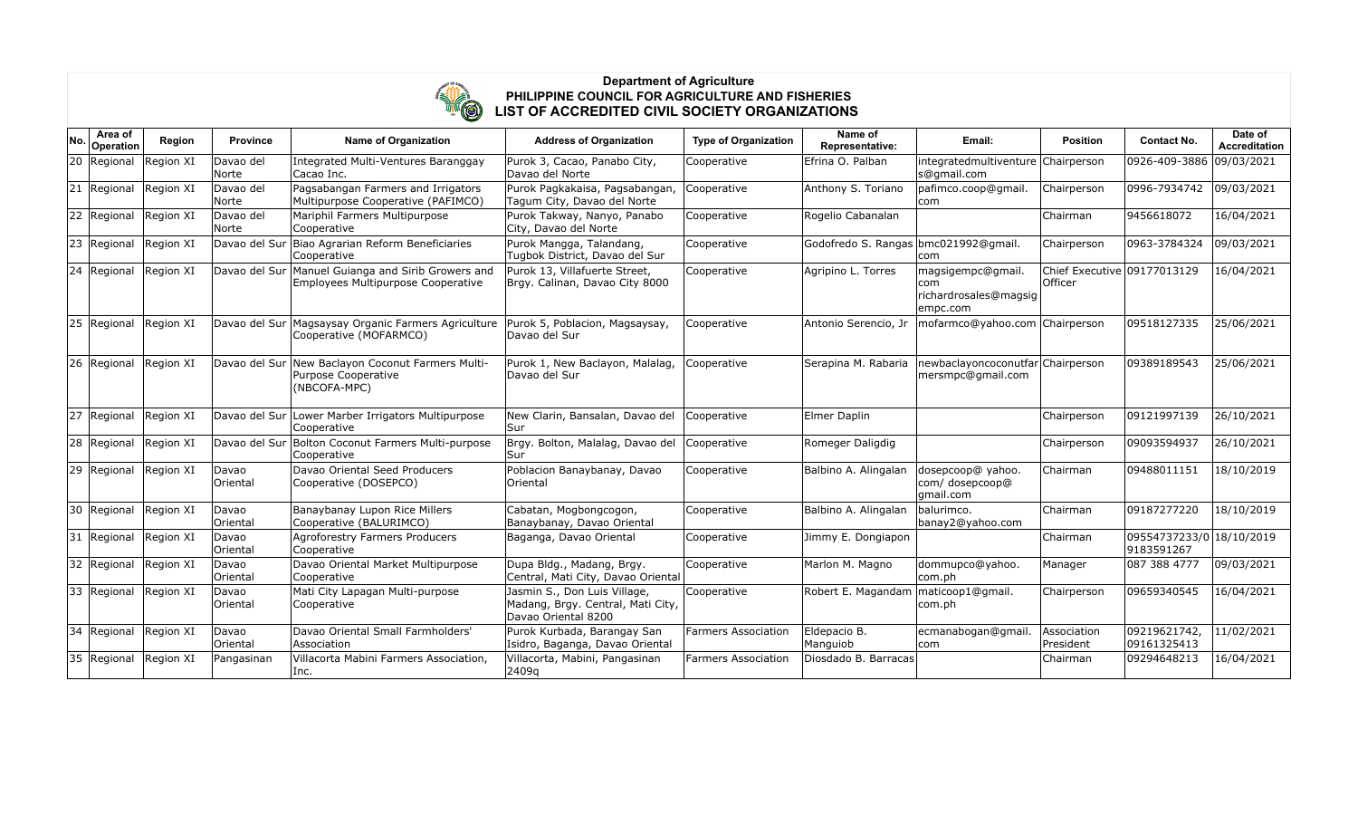**Department of Agriculture**
**PHILIPPINE COUNCIL FOR AGRICULTURE AND FISHERIES**
**LIST OF ACCREDITED CIVIL SOCIETY ORGANIZATIONS**

| No. | Area of Operation | Region | Province | Name of Organization | Address of Organization | Type of Organization | Name of Representative: | Email: | Position | Contact No. | Date of Accreditation |
|---|---|---|---|---|---|---|---|---|---|---|---|
| 20 | Regional | Region XI | Davao del Norte | Integrated Multi-Ventures Baranggay Cacao Inc. | Purok 3, Cacao, Panabo City, Davao del Norte | Cooperative | Efrina O. Palban | integratedmultiventures@gmail.com | Chairperson | 0926-409-3886 | 09/03/2021 |
| 21 | Regional | Region XI | Davao del Norte | Pagsabangan Farmers and Irrigators Multipurpose Cooperative (PAFIMCO) | Purok Pagkakaisa, Pagsabangan, Tagum City, Davao del Norte | Cooperative | Anthony S. Toriano | pafimco.coop@gmail.com | Chairperson | 0996-7934742 | 09/03/2021 |
| 22 | Regional | Region XI | Davao del Norte | Mariphil Farmers Multipurpose Cooperative | Purok Takway, Nanyo, Panabo City, Davao del Norte | Cooperative | Rogelio Cabanalan | | Chairman | 9456618072 | 16/04/2021 |
| 23 | Regional | Region XI | Davao del Sur | Biao Agrarian Reform Beneficiaries Cooperative | Purok Mangga, Talandang, Tugbok District, Davao del Sur | Cooperative | Godofredo S. Rangas | bmc021992@gmail.com | Chairperson | 0963-3784324 | 09/03/2021 |
| 24 | Regional | Region XI | Davao del Sur | Manuel Guianga and Sirib Growers and Employees Multipurpose Cooperative | Purok 13, Villafuerte Street, Brgy. Calinan, Davao City 8000 | Cooperative | Agripino L. Torres | magsigempc@gmail.com richardrosales@magsigempc.com | Chief Executive Officer | 09177013129 | 16/04/2021 |
| 25 | Regional | Region XI | Davao del Sur | Magsaysay Organic Farmers Agriculture Cooperative (MOFARMCO) | Purok 5, Poblacion, Magsaysay, Davao del Sur | Cooperative | Antonio Serencio, Jr | mofarmco@yahoo.com | Chairperson | 09518127335 | 25/06/2021 |
| 26 | Regional | Region XI | Davao del Sur | New Baclayon Coconut Farmers Multi-Purpose Cooperative (NBCOFA-MPC) | Purok 1, New Baclayon, Malalag, Davao del Sur | Cooperative | Serapina M. Rabaria | newbaclayoncoconutfarmersmpc@gmail.com | Chairperson | 09389189543 | 25/06/2021 |
| 27 | Regional | Region XI | Davao del Sur | Lower Marber Irrigators Multipurpose Cooperative | New Clarin, Bansalan, Davao del Sur | Cooperative | Elmer Daplin | | Chairperson | 09121997139 | 26/10/2021 |
| 28 | Regional | Region XI | Davao del Sur | Bolton Coconut Farmers Multi-purpose Cooperative | Brgy. Bolton, Malalag, Davao del Sur | Cooperative | Romeger Daligdig | | Chairperson | 09093594937 | 26/10/2021 |
| 29 | Regional | Region XI | Davao Oriental | Davao Oriental Seed Producers Cooperative (DOSEPCO) | Poblacion Banaybanay, Davao Oriental | Cooperative | Balbino A. Alingalan | dosepcoop@ yahoo.com/ dosepcoop@ gmail.com | Chairman | 09488011151 | 18/10/2019 |
| 30 | Regional | Region XI | Davao Oriental | Banaybanay Lupon Rice Millers Cooperative (BALURIMCO) | Cabatan, Mogbongcogon, Banaybanay, Davao Oriental | Cooperative | Balbino A. Alingalan | balurimco.banay2@yahoo.com | Chairman | 09187277220 | 18/10/2019 |
| 31 | Regional | Region XI | Davao Oriental | Agroforestry Farmers Producers Cooperative | Baganga, Davao Oriental | Cooperative | Jimmy E. Dongiapon | | Chairman | 09554737233/09183591267 | 18/10/2019 |
| 32 | Regional | Region XI | Davao Oriental | Davao Oriental Market Multipurpose Cooperative | Dupa Bldg., Madang, Brgy. Central, Mati City, Davao Oriental | Cooperative | Marlon M. Magno | dommupco@yahoo.com.ph | Manager | 087 388 4777 | 09/03/2021 |
| 33 | Regional | Region XI | Davao Oriental | Mati City Lapagan Multi-purpose Cooperative | Jasmin S., Don Luis Village, Madang, Brgy. Central, Mati City, Davao Oriental 8200 | Cooperative | Robert E. Magandam | maticoop1@gmail.com.ph | Chairperson | 09659340545 | 16/04/2021 |
| 34 | Regional | Region XI | Davao Oriental | Davao Oriental Small Farmholders' Association | Purok Kurbada, Barangay San Isidro, Baganga, Davao Oriental | Farmers Association | Eldepacio B. Manguiob | ecmanabogan@gmail.com | Association President | 09219621742, 09161325413 | 11/02/2021 |
| 35 | Regional | Region XI | Pangasinan | Villacorta Mabini Farmers Association, Inc. | Villacorta, Mabini, Pangasinan 2409q | Farmers Association | Diosdado B. Barracas | | Chairman | 09294648213 | 16/04/2021 |